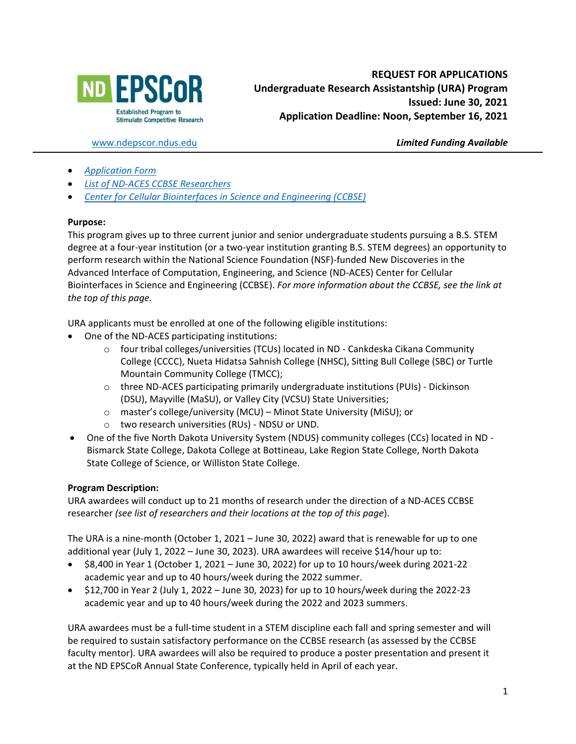**ND EPSCoR**
Established Program to Stimulate Competitive Research

# REQUEST FOR APPLICATIONS
## Undergraduate Research Assistantship (URA) Program
**Issued: June 30, 2021**
**Application Deadline: Noon, September 16, 2021**

www.ndepscor.ndus.edu

***Limited Funding Available***

---

- *Application Form*
- *List of ND-ACES CCBSE Researchers*
- *Center for Cellular Biointerfaces in Science and Engineering (CCBSE)*

**Purpose:**
This program gives up to three current junior and senior undergraduate students pursuing a B.S. STEM degree at a four-year institution (or a two-year institution granting B.S. STEM degrees) an opportunity to perform research within the National Science Foundation (NSF)-funded New Discoveries in the Advanced Interface of Computation, Engineering, and Science (ND-ACES) Center for Cellular Biointerfaces in Science and Engineering (CCBSE). *For more information about the CCBSE, see the link at the top of this page.*

URA applicants must be enrolled at one of the following eligible institutions:

- One of the ND-ACES participating institutions:
  - four tribal colleges/universities (TCUs) located in ND - Cankdeska Cikana Community College (CCCC), Nueta Hidatsa Sahnish College (NHSC), Sitting Bull College (SBC) or Turtle Mountain Community College (TMCC);
  - three ND-ACES participating primarily undergraduate institutions (PUIs) - Dickinson (DSU), Mayville (MaSU), or Valley City (VCSU) State Universities;
  - master's college/university (MCU) – Minot State University (MiSU); or
  - two research universities (RUs) - NDSU or UND.
- One of the five North Dakota University System (NDUS) community colleges (CCs) located in ND - Bismarck State College, Dakota College at Bottineau, Lake Region State College, North Dakota State College of Science, or Williston State College.

**Program Description:**
URA awardees will conduct up to 21 months of research under the direction of a ND-ACES CCBSE researcher *(see list of researchers and their locations at the top of this page)*.

The URA is a nine-month (October 1, 2021 – June 30, 2022) award that is renewable for up to one additional year (July 1, 2022 – June 30, 2023). URA awardees will receive $14/hour up to:

- $8,400 in Year 1 (October 1, 2021 – June 30, 2022) for up to 10 hours/week during 2021-22 academic year and up to 40 hours/week during the 2022 summer.
- $12,700 in Year 2 (July 1, 2022 – June 30, 2023) for up to 10 hours/week during the 2022-23 academic year and up to 40 hours/week during the 2022 and 2023 summers.

URA awardees must be a full-time student in a STEM discipline each fall and spring semester and will be required to sustain satisfactory performance on the CCBSE research (as assessed by the CCBSE faculty mentor). URA awardees will also be required to produce a poster presentation and present it at the ND EPSCoR Annual State Conference, typically held in April of each year.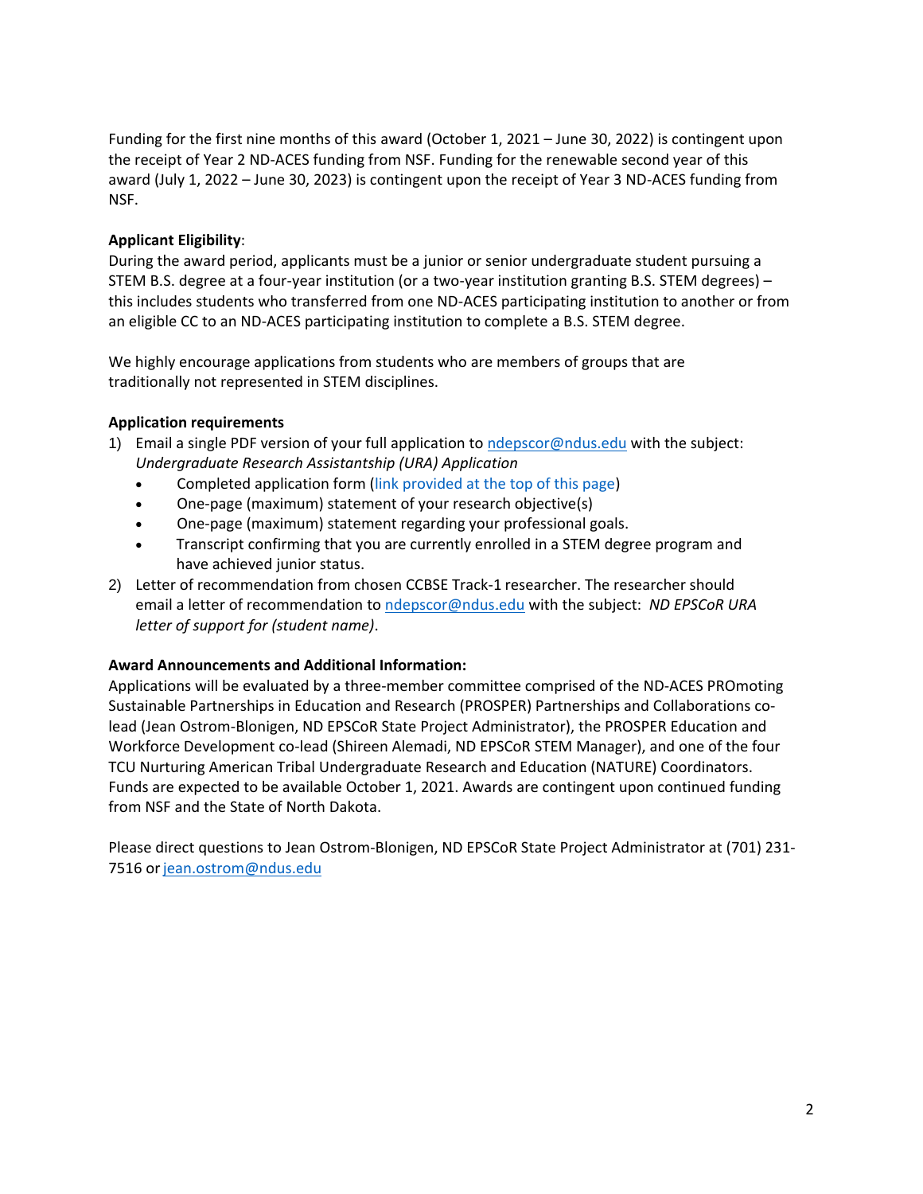Funding for the first nine months of this award (October 1, 2021 – June 30, 2022) is contingent upon the receipt of Year 2 ND-ACES funding from NSF. Funding for the renewable second year of this award (July 1, 2022 – June 30, 2023) is contingent upon the receipt of Year 3 ND-ACES funding from NSF.

**Applicant Eligibility**:
During the award period, applicants must be a junior or senior undergraduate student pursuing a STEM B.S. degree at a four-year institution (or a two-year institution granting B.S. STEM degrees) – this includes students who transferred from one ND-ACES participating institution to another or from an eligible CC to an ND-ACES participating institution to complete a B.S. STEM degree.

We highly encourage applications from students who are members of groups that are traditionally not represented in STEM disciplines.

**Application requirements**

1) Email a single PDF version of your full application to ndepscor@ndus.edu with the subject: *Undergraduate Research Assistantship (URA) Application*
   - Completed application form (link provided at the top of this page)
   - One-page (maximum) statement of your research objective(s)
   - One-page (maximum) statement regarding your professional goals.
   - Transcript confirming that you are currently enrolled in a STEM degree program and have achieved junior status.
2) Letter of recommendation from chosen CCBSE Track-1 researcher. The researcher should email a letter of recommendation to ndepscor@ndus.edu with the subject: *ND EPSCoR URA letter of support for (student name)*.

**Award Announcements and Additional Information:**
Applications will be evaluated by a three-member committee comprised of the ND-ACES PROmoting Sustainable Partnerships in Education and Research (PROSPER) Partnerships and Collaborations co-lead (Jean Ostrom-Blonigen, ND EPSCoR State Project Administrator), the PROSPER Education and Workforce Development co-lead (Shireen Alemadi, ND EPSCoR STEM Manager), and one of the four TCU Nurturing American Tribal Undergraduate Research and Education (NATURE) Coordinators. Funds are expected to be available October 1, 2021. Awards are contingent upon continued funding from NSF and the State of North Dakota.

Please direct questions to Jean Ostrom-Blonigen, ND EPSCoR State Project Administrator at (701) 231-7516 or jean.ostrom@ndus.edu